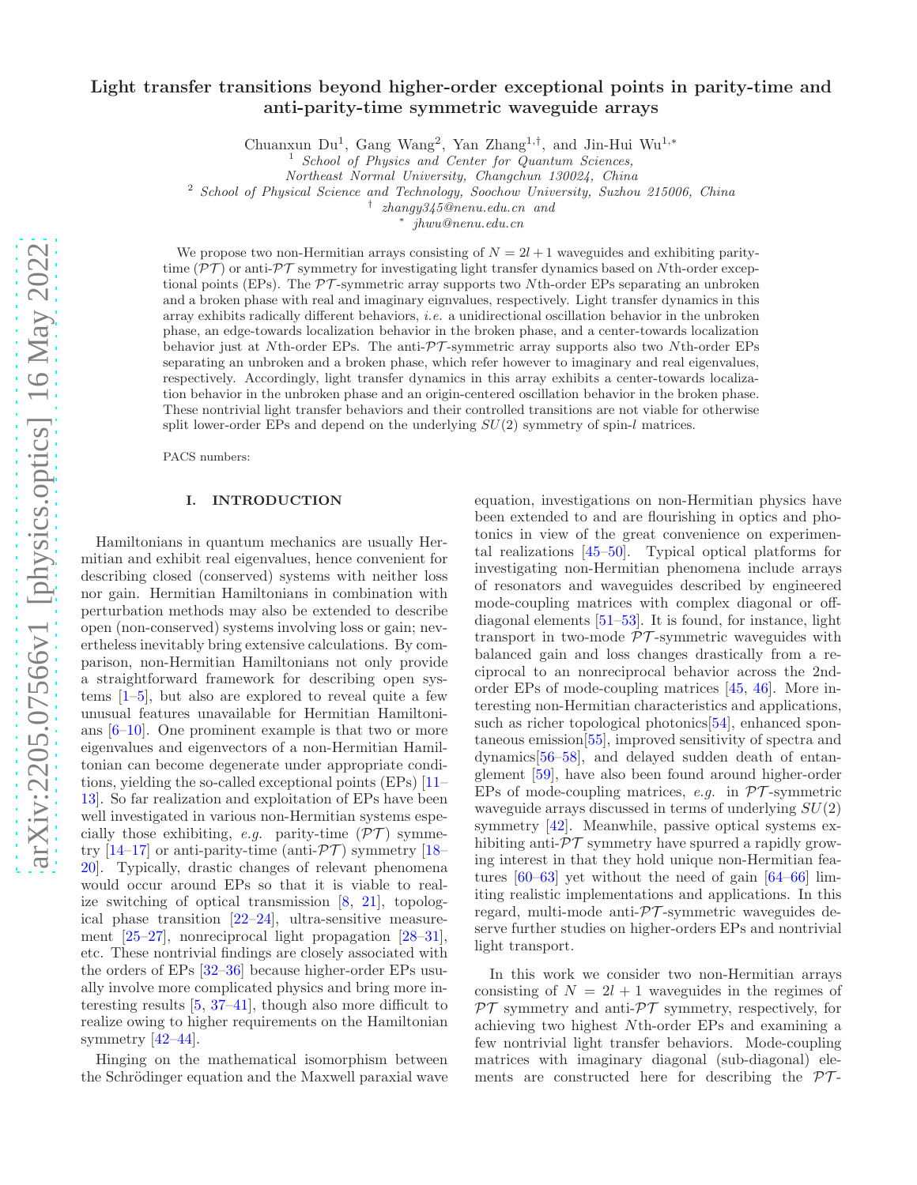# Light transfer transitions beyond higher-order exceptional points in parity-time and anti-parity-time symmetric waveguide arrays

Chuanxun Du[1], Gang Wang[2], Yan Zhang[1,†], and Jin-Hui Wu[1,*]

[1] *School of Physics and Center for Quantum Sciences, Northeast Normal University, Changchun 130024, China*

[2] *School of Physical Science and Technology, Soochow University, Suzhou 215006, China*

[†] *zhangy345@nenu.edu.cn and*

[*] *jhwu@nenu.edu.cn*

We propose two non-Hermitian arrays consisting of $N = 2l + 1$ waveguides and exhibiting parity-time ($\mathcal{PT}$) or anti-$\mathcal{PT}$ symmetry for investigating light transfer dynamics based on $N$th-order exceptional points (EPs). The $\mathcal{PT}$-symmetric array supports two $N$th-order EPs separating an unbroken and a broken phase with real and imaginary eignvalues, respectively. Light transfer dynamics in this array exhibits radically different behaviors, *i.e.* a unidirectional oscillation behavior in the unbroken phase, an edge-towards localization behavior in the broken phase, and a center-towards localization behavior just at $N$th-order EPs. The anti-$\mathcal{PT}$-symmetric array supports also two $N$th-order EPs separating an unbroken and a broken phase, which refer however to imaginary and real eigenvalues, respectively. Accordingly, light transfer dynamics in this array exhibits a center-towards localization behavior in the unbroken phase and an origin-centered oscillation behavior in the broken phase. These nontrivial light transfer behaviors and their controlled transitions are not viable for otherwise split lower-order EPs and depend on the underlying $SU(2)$ symmetry of spin-$l$ matrices.

PACS numbers:

## I. INTRODUCTION

Hamiltonians in quantum mechanics are usually Hermitian and exhibit real eigenvalues, hence convenient for describing closed (conserved) systems with neither loss nor gain. Hermitian Hamiltonians in combination with perturbation methods may also be extended to describe open (non-conserved) systems involving loss or gain; nevertheless inevitably bring extensive calculations. By comparison, non-Hermitian Hamiltonians not only provide a straightforward framework for describing open systems [1–5], but also are explored to reveal quite a few unusual features unavailable for Hermitian Hamiltonians [6–10]. One prominent example is that two or more eigenvalues and eigenvectors of a non-Hermitian Hamiltonian can become degenerate under appropriate conditions, yielding the so-called exceptional points (EPs) [11–13]. So far realization and exploitation of EPs have been well investigated in various non-Hermitian systems especially those exhibiting, *e.g.* parity-time ($\mathcal{PT}$) symmetry [14–17] or anti-parity-time (anti-$\mathcal{PT}$) symmetry [18–20]. Typically, drastic changes of relevant phenomena would occur around EPs so that it is viable to realize switching of optical transmission [8, 21], topological phase transition [22–24], ultra-sensitive measurement [25–27], nonreciprocal light propagation [28–31], etc. These nontrivial findings are closely associated with the orders of EPs [32–36] because higher-order EPs usually involve more complicated physics and bring more interesting results [5, 37–41], though also more difficult to realize owing to higher requirements on the Hamiltonian symmetry [42–44].

Hinging on the mathematical isomorphism between the Schrödinger equation and the Maxwell paraxial wave equation, investigations on non-Hermitian physics have been extended to and are flourishing in optics and photonics in view of the great convenience on experimental realizations [45–50]. Typical optical platforms for investigating non-Hermitian phenomena include arrays of resonators and waveguides described by engineered mode-coupling matrices with complex diagonal or off-diagonal elements [51–53]. It is found, for instance, light transport in two-mode $\mathcal{PT}$-symmetric waveguides with balanced gain and loss changes drastically from a reciprocal to an nonreciprocal behavior across the 2nd-order EPs of mode-coupling matrices [45, 46]. More interesting non-Hermitian characteristics and applications, such as richer topological photonics[54], enhanced spontaneous emission[55], improved sensitivity of spectra and dynamics[56–58], and delayed sudden death of entanglement [59], have also been found around higher-order EPs of mode-coupling matrices, *e.g.* in $\mathcal{PT}$-symmetric waveguide arrays discussed in terms of underlying $SU(2)$ symmetry [42]. Meanwhile, passive optical systems exhibiting anti-$\mathcal{PT}$ symmetry have spurred a rapidly growing interest in that they hold unique non-Hermitian features [60–63] yet without the need of gain [64–66] limiting realistic implementations and applications. In this regard, multi-mode anti-$\mathcal{PT}$-symmetric waveguides deserve further studies on higher-orders EPs and nontrivial light transport.

In this work we consider two non-Hermitian arrays consisting of $N = 2l + 1$ waveguides in the regimes of $\mathcal{PT}$ symmetry and anti-$\mathcal{PT}$ symmetry, respectively, for achieving two highest $N$th-order EPs and examining a few nontrivial light transfer behaviors. Mode-coupling matrices with imaginary diagonal (sub-diagonal) elements are constructed here for describing the $\mathcal{PT}$-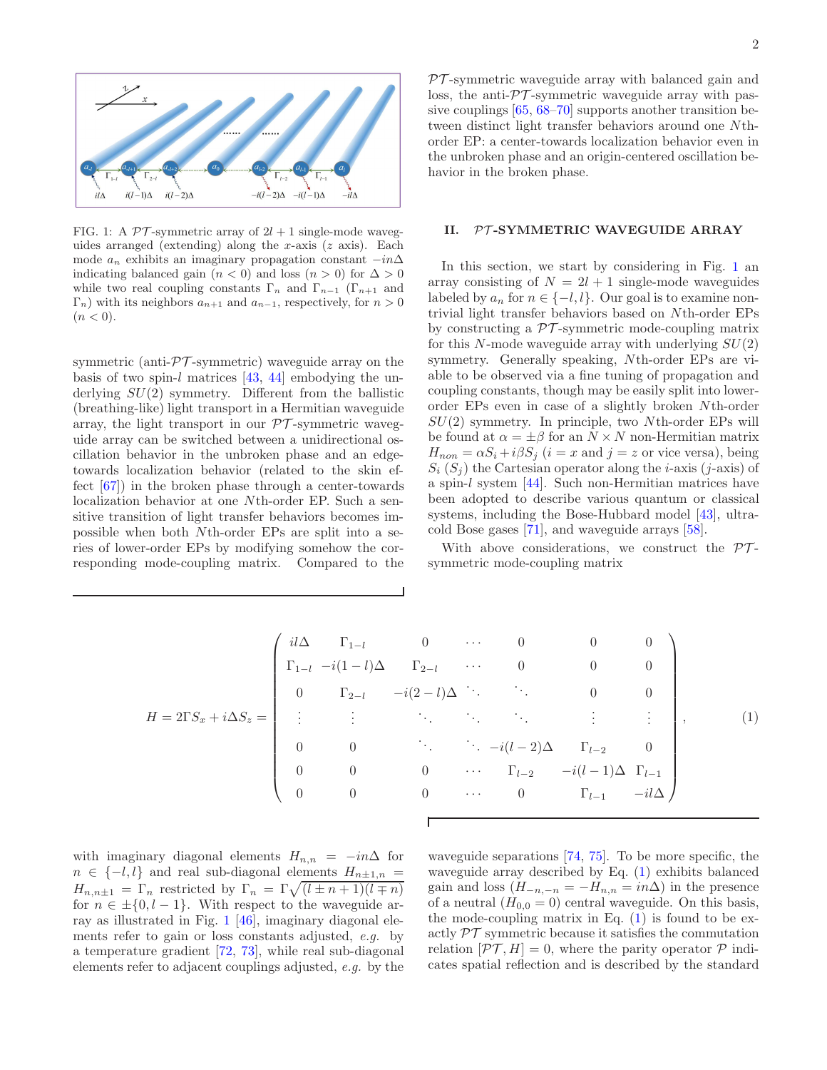FIG. 1: A $\mathcal{PT}$-symmetric array of $2l+1$ single-mode waveguides arranged (extending) along the $x$-axis ($z$ axis). Each mode $a_n$ exhibits an imaginary propagation constant $-in\Delta$ indicating balanced gain ($n<0$) and loss ($n>0$) for $\Delta>0$ while two real coupling constants $\Gamma_n$ and $\Gamma_{n-1}$ ($\Gamma_{n+1}$ and $\Gamma_n$) with its neighbors $a_{n+1}$ and $a_{n-1}$, respectively, for $n>0$ ($n<0$).

symmetric (anti-$\mathcal{PT}$-symmetric) waveguide array on the basis of two spin-$l$ matrices [43, 44] embodying the underlying $SU(2)$ symmetry. Different from the ballistic (breathing-like) light transport in a Hermitian waveguide array, the light transport in our $\mathcal{PT}$-symmetric waveguide array can be switched between a unidirectional oscillation behavior in the unbroken phase and an edge-towards localization behavior (related to the skin effect [67]) in the broken phase through a center-towards localization behavior at one $N$th-order EP. Such a sensitive transition of light transfer behaviors becomes impossible when both $N$th-order EPs are split into a series of lower-order EPs by modifying somehow the corresponding mode-coupling matrix. Compared to the $\mathcal{PT}$-symmetric waveguide array with balanced gain and loss, the anti-$\mathcal{PT}$-symmetric waveguide array with passive couplings [65, 68–70] supports another transition between distinct light transfer behaviors around one $N$th-order EP: a center-towards localization behavior even in the unbroken phase and an origin-centered oscillation behavior in the broken phase.

## II. $\mathcal{PT}$-SYMMETRIC WAVEGUIDE ARRAY

In this section, we start by considering in Fig. 1 an array consisting of $N=2l+1$ single-mode waveguides labeled by $a_n$ for $n\in\{-l,l\}$. Our goal is to examine nontrivial light transfer behaviors based on $N$th-order EPs by constructing a $\mathcal{PT}$-symmetric mode-coupling matrix for this $N$-mode waveguide array with underlying $SU(2)$ symmetry. Generally speaking, $N$th-order EPs are viable to be observed via a fine tuning of propagation and coupling constants, though may be easily split into lower-order EPs even in case of a slightly broken $N$th-order $SU(2)$ symmetry. In principle, two $N$th-order EPs will be found at $\alpha=\pm\beta$ for an $N\times N$ non-Hermitian matrix $H_{non}=\alpha S_i+i\beta S_j$ ($i=x$ and $j=z$ or vice versa), being $S_i$ ($S_j$) the Cartesian operator along the $i$-axis ($j$-axis) of a spin-$l$ system [44]. Such non-Hermitian matrices have been adopted to describe various quantum or classical systems, including the Bose-Hubbard model [43], ultracold Bose gases [71], and waveguide arrays [58].

With above considerations, we construct the $\mathcal{PT}$-symmetric mode-coupling matrix

$$
H=2\Gamma S_x+i\Delta S_z=\begin{pmatrix}
il\Delta & \Gamma_{1-l} & 0 & \cdots & 0 & 0 & 0\\
\Gamma_{1-l} & -i(1-l)\Delta & \Gamma_{2-l} & \cdots & 0 & 0 & 0\\
0 & \Gamma_{2-l} & -i(2-l)\Delta & \ddots & \ddots & 0 & 0\\
\vdots & \vdots & \ddots & \ddots & \ddots & \vdots & \vdots\\
0 & 0 & \ddots & \ddots & -i(l-2)\Delta & \Gamma_{l-2} & 0\\
0 & 0 & 0 & \cdots & \Gamma_{l-2} & -i(l-1)\Delta & \Gamma_{l-1}\\
0 & 0 & 0 & \cdots & 0 & \Gamma_{l-1} & -il\Delta
\end{pmatrix},\qquad(1)
$$

with imaginary diagonal elements $H_{n,n}=-in\Delta$ for $n\in\{-l,l\}$ and real sub-diagonal elements $H_{n\pm1,n}=H_{n,n\pm1}=\Gamma_n$ restricted by $\Gamma_n=\Gamma\sqrt{(l\pm n+1)(l\mp n)}$ for $n\in\pm\{0,l-1\}$. With respect to the waveguide array as illustrated in Fig. 1 [46], imaginary diagonal elements refer to gain or loss constants adjusted, *e.g.* by a temperature gradient [72, 73], while real sub-diagonal elements refer to adjacent couplings adjusted, *e.g.* by the waveguide separations [74, 75]. To be more specific, the waveguide array described by Eq. (1) exhibits balanced gain and loss ($H_{-n,-n}=-H_{n,n}=in\Delta$) in the presence of a neutral ($H_{0,0}=0$) central waveguide. On this basis, the mode-coupling matrix in Eq. (1) is found to be exactly $\mathcal{PT}$ symmetric because it satisfies the commutation relation $[\mathcal{PT},H]=0$, where the parity operator $\mathcal{P}$ indicates spatial reflection and is described by the standard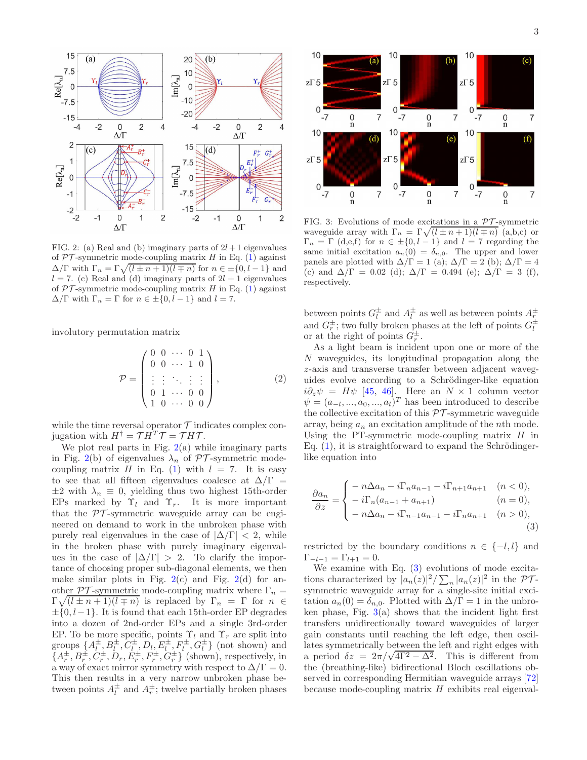FIG. 2: (a) Real and (b) imaginary parts of $2l+1$ eigenvalues of $\mathcal{PT}$-symmetric mode-coupling matrix $H$ in Eq. (1) against $\Delta/\Gamma$ with $\Gamma_n = \Gamma\sqrt{(l \pm n+1)(l \mp n)}$ for $n \in \pm\{0, l-1\}$ and $l = 7$. (c) Real and (d) imaginary parts of $2l+1$ eigenvalues of $\mathcal{PT}$-symmetric mode-coupling matrix $H$ in Eq. (1) against $\Delta/\Gamma$ with $\Gamma_n = \Gamma$ for $n \in \pm\{0, l-1\}$ and $l = 7$.

involutory permutation matrix

$$
\mathcal{P} = \begin{pmatrix} 0 & 0 & \cdots & 0 & 1 \\ 0 & 0 & \cdots & 1 & 0 \\ \vdots & \vdots & \ddots & \vdots & \vdots \\ 0 & 1 & \cdots & 0 & 0 \\ 1 & 0 & \cdots & 0 & 0 \end{pmatrix}, \tag{2}
$$

while the time reversal operator $\mathcal{T}$ indicates complex conjugation with $H^{\dagger} = \mathcal{T}H^{T}\mathcal{T} = \mathcal{T}H\mathcal{T}$.

We plot real parts in Fig. 2(a) while imaginary parts in Fig. 2(b) of eigenvalues $\lambda_n$ of $\mathcal{PT}$-symmetric mode-coupling matrix $H$ in Eq. (1) with $l = 7$. It is easy to see that all fifteen eigenvalues coalesce at $\Delta/\Gamma = \pm 2$ with $\lambda_n \equiv 0$, yielding thus two highest 15th-order EPs marked by $\Upsilon_l$ and $\Upsilon_r$. It is more important that the $\mathcal{PT}$-symmetric waveguide array can be engineered on demand to work in the unbroken phase with purely real eigenvalues in the case of $|\Delta/\Gamma| < 2$, while in the broken phase with purely imaginary eigenvalues in the case of $|\Delta/\Gamma| > 2$. To clarify the importance of choosing proper sub-diagonal elements, we then make similar plots in Fig. 2(c) and Fig. 2(d) for another $\mathcal{PT}$-symmetric mode-coupling matrix where $\Gamma_n = \Gamma\sqrt{(l \pm n+1)(l \mp n)}$ is replaced by $\Gamma_n = \Gamma$ for $n \in \pm\{0, l-1\}$. It is found that each 15th-order EP degrades into a dozen of 2nd-order EPs and a single 3rd-order EP. To be more specific, points $\Upsilon_l$ and $\Upsilon_r$ are split into groups $\{A_l^{\pm}, B_l^{\pm}, C_l^{\pm}, D_l, E_l^{\pm}, F_l^{\pm}, G_l^{\pm}\}$ (not shown) and $\{A_r^{\pm}, B_r^{\pm}, C_r^{\pm}, D_r, E_r^{\pm}, F_r^{\pm}, G_r^{\pm}\}$ (shown), respectively, in a way of exact mirror symmetry with respect to $\Delta/\Gamma = 0$. This then results in a very narrow unbroken phase between points $A_l^{\pm}$ and $A_r^{\pm}$; twelve partially broken phases between points $G_l^{\pm}$ and $A_l^{\pm}$ as well as between points $A_r^{\pm}$ and $G_r^{\pm}$; two fully broken phases at the left of points $G_l^{\pm}$ or at the right of points $G_r^{\pm}$.

FIG. 3: Evolutions of mode excitations in a $\mathcal{PT}$-symmetric waveguide array with $\Gamma_n = \Gamma\sqrt{(l \pm n+1)(l \mp n)}$ (a,b,c) or $\Gamma_n = \Gamma$ (d,e,f) for $n \in \pm\{0, l-1\}$ and $l = 7$ regarding the same initial excitation $a_n(0) = \delta_{n,0}$. The upper and lower panels are plotted with $\Delta/\Gamma = 1$ (a); $\Delta/\Gamma = 2$ (b); $\Delta/\Gamma = 4$ (c) and $\Delta/\Gamma = 0.02$ (d); $\Delta/\Gamma = 0.494$ (e); $\Delta/\Gamma = 3$ (f), respectively.

As a light beam is incident upon one or more of the $N$ waveguides, its longitudinal propagation along the $z$-axis and transverse transfer between adjacent waveguides evolve according to a Schrödinger-like equation $i\partial_z\psi = H\psi$ [45, 46]. Here an $N \times 1$ column vector $\psi = (a_{-l}, ..., a_0, ..., a_l)^T$ has been introduced to describe the collective excitation of this $\mathcal{PT}$-symmetric waveguide array, being $a_n$ an excitation amplitude of the $n$th mode. Using the PT-symmetric mode-coupling matrix $H$ in Eq. (1), it is straightforward to expand the Schrödinger-like equation into

$$
\frac{\partial a_n}{\partial z} = \begin{cases} -n\Delta a_n - i\Gamma_n a_{n-1} - i\Gamma_{n+1}a_{n+1} & (n<0), \\ -i\Gamma_n(a_{n-1} + a_{n+1}) & (n=0), \\ -n\Delta a_n - i\Gamma_{n-1}a_{n-1} - i\Gamma_n a_{n+1} & (n>0), \end{cases} \tag{3}
$$

restricted by the boundary conditions $n \in \{-l, l\}$ and $\Gamma_{-l-1} = \Gamma_{l+1} = 0$.

We examine with Eq. (3) evolutions of mode excitations characterized by $|a_n(z)|^2/\sum_n |a_n(z)|^2$ in the $\mathcal{PT}$-symmetric waveguide array for a single-site initial excitation $a_n(0) = \delta_{n,0}$. Plotted with $\Delta/\Gamma = 1$ in the unbroken phase, Fig. 3(a) shows that the incident light first transfers unidirectionally toward waveguides of larger gain constants until reaching the left edge, then oscillates symmetrically between the left and right edges with a period $\delta z = 2\pi/\sqrt{4\Gamma^2 - \Delta^2}$. This is different from the (breathing-like) bidirectional Bloch oscillations observed in corresponding Hermitian waveguide arrays [72] because mode-coupling matrix $H$ exhibits real eigenval-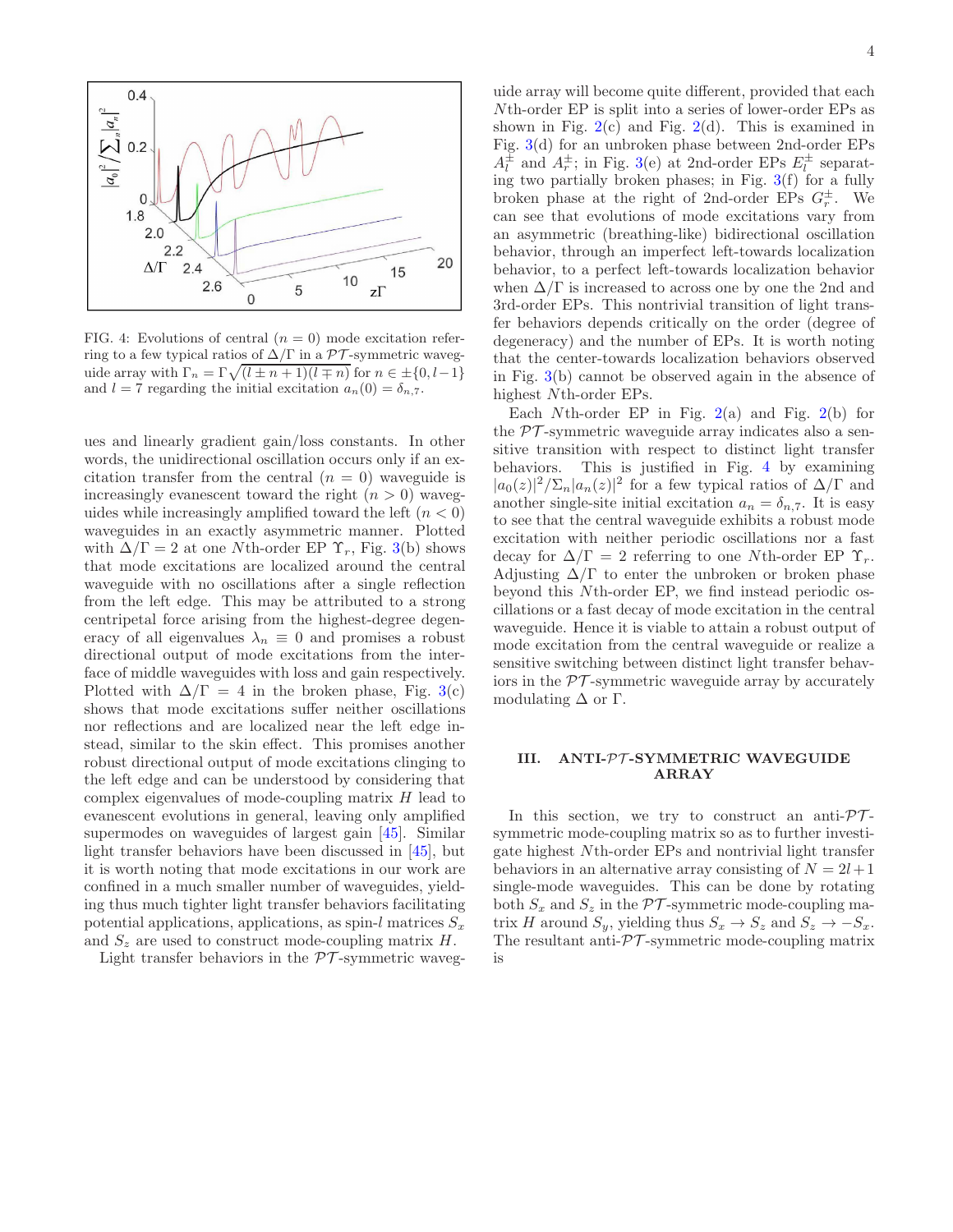FIG. 4: Evolutions of central ($n = 0$) mode excitation referring to a few typical ratios of $\Delta/\Gamma$ in a $\mathcal{PT}$-symmetric waveguide array with $\Gamma_n = \Gamma\sqrt{(l \pm n + 1)(l \mp n)}$ for $n \in \pm\{0, l-1\}$ and $l = 7$ regarding the initial excitation $a_n(0) = \delta_{n,7}$.

ues and linearly gradient gain/loss constants. In other words, the unidirectional oscillation occurs only if an excitation transfer from the central ($n = 0$) waveguide is increasingly evanescent toward the right ($n > 0$) waveguides while increasingly amplified toward the left ($n < 0$) waveguides in an exactly asymmetric manner. Plotted with $\Delta/\Gamma = 2$ at one $N$th-order EP $\Upsilon_r$, Fig. 3(b) shows that mode excitations are localized around the central waveguide with no oscillations after a single reflection from the left edge. This may be attributed to a strong centripetal force arising from the highest-degree degeneracy of all eigenvalues $\lambda_n \equiv 0$ and promises a robust directional output of mode excitations from the interface of middle waveguides with loss and gain respectively. Plotted with $\Delta/\Gamma = 4$ in the broken phase, Fig. 3(c) shows that mode excitations suffer neither oscillations nor reflections and are localized near the left edge instead, similar to the skin effect. This promises another robust directional output of mode excitations clinging to the left edge and can be understood by considering that complex eigenvalues of mode-coupling matrix $H$ lead to evanescent evolutions in general, leaving only amplified supermodes on waveguides of largest gain [45]. Similar light transfer behaviors have been discussed in [45], but it is worth noting that mode excitations in our work are confined in a much smaller number of waveguides, yielding thus much tighter light transfer behaviors facilitating potential applications, applications, as spin-$l$ matrices $S_x$ and $S_z$ are used to construct mode-coupling matrix $H$.

Light transfer behaviors in the $\mathcal{PT}$-symmetric waveguide array will become quite different, provided that each $N$th-order EP is split into a series of lower-order EPs as shown in Fig. 2(c) and Fig. 2(d). This is examined in Fig. 3(d) for an unbroken phase between 2nd-order EPs $A_l^{\pm}$ and $A_r^{\pm}$; in Fig. 3(e) at 2nd-order EPs $E_l^{\pm}$ separating two partially broken phases; in Fig. 3(f) for a fully broken phase at the right of 2nd-order EPs $G_r^{\pm}$. We can see that evolutions of mode excitations vary from an asymmetric (breathing-like) bidirectional oscillation behavior, through an imperfect left-towards localization behavior, to a perfect left-towards localization behavior when $\Delta/\Gamma$ is increased to across one by one the 2nd and 3rd-order EPs. This nontrivial transition of light transfer behaviors depends critically on the order (degree of degeneracy) and the number of EPs. It is worth noting that the center-towards localization behaviors observed in Fig. 3(b) cannot be observed again in the absence of highest $N$th-order EPs.

Each $N$th-order EP in Fig. 2(a) and Fig. 2(b) for the $\mathcal{PT}$-symmetric waveguide array indicates also a sensitive transition with respect to distinct light transfer behaviors. This is justified in Fig. 4 by examining $|a_0(z)|^2/\Sigma_n|a_n(z)|^2$ for a few typical ratios of $\Delta/\Gamma$ and another single-site initial excitation $a_n = \delta_{n,7}$. It is easy to see that the central waveguide exhibits a robust mode excitation with neither periodic oscillations nor a fast decay for $\Delta/\Gamma = 2$ referring to one $N$th-order EP $\Upsilon_r$. Adjusting $\Delta/\Gamma$ to enter the unbroken or broken phase beyond this $N$th-order EP, we find instead periodic oscillations or a fast decay of mode excitation in the central waveguide. Hence it is viable to attain a robust output of mode excitation from the central waveguide or realize a sensitive switching between distinct light transfer behaviors in the $\mathcal{PT}$-symmetric waveguide array by accurately modulating $\Delta$ or $\Gamma$.

## III. ANTI-$\mathcal{PT}$-SYMMETRIC WAVEGUIDE ARRAY

In this section, we try to construct an anti-$\mathcal{PT}$-symmetric mode-coupling matrix so as to further investigate highest $N$th-order EPs and nontrivial light transfer behaviors in an alternative array consisting of $N = 2l+1$ single-mode waveguides. This can be done by rotating both $S_x$ and $S_z$ in the $\mathcal{PT}$-symmetric mode-coupling matrix $H$ around $S_y$, yielding thus $S_x \to S_z$ and $S_z \to -S_x$. The resultant anti-$\mathcal{PT}$-symmetric mode-coupling matrix is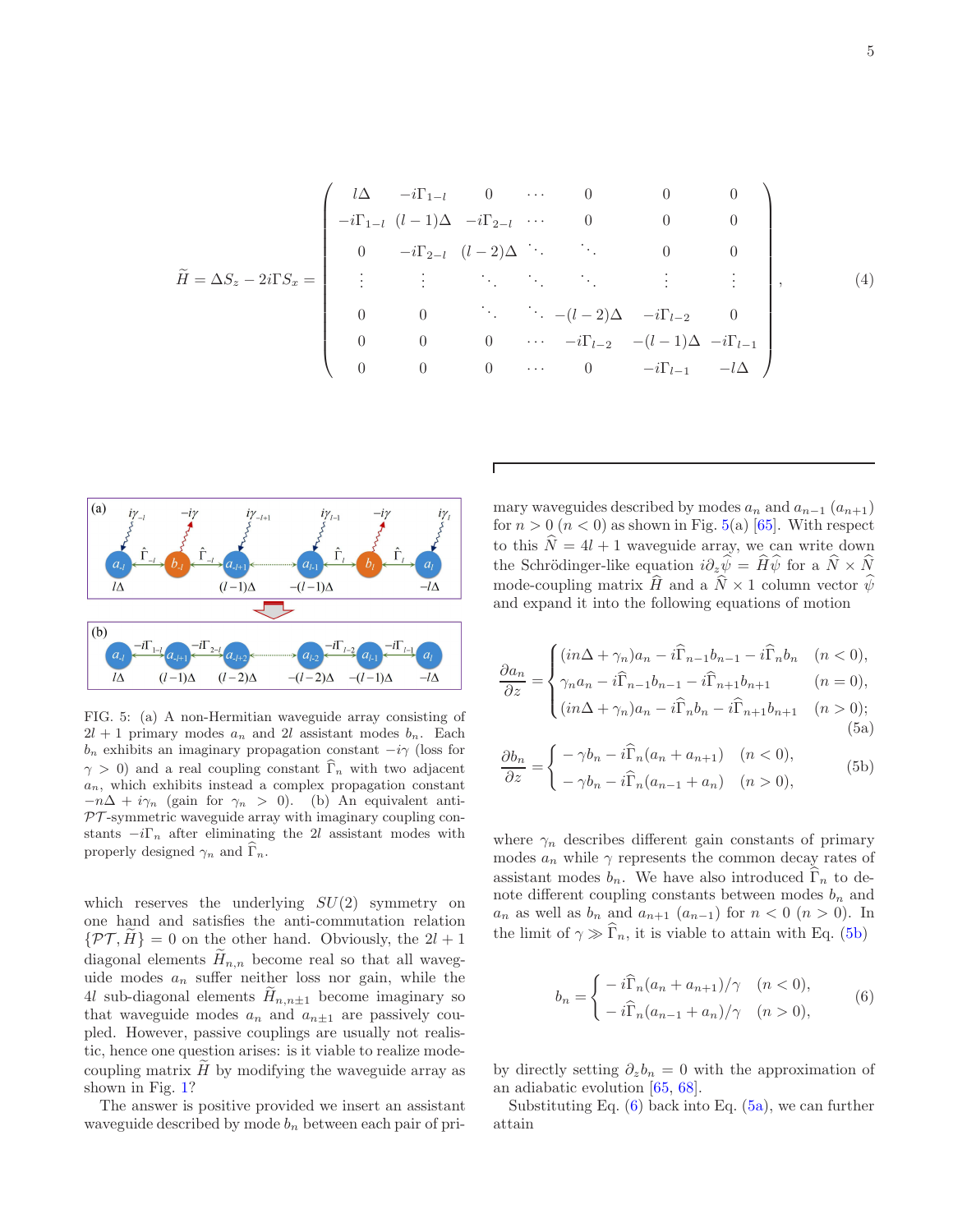$$
\widetilde{H}=\Delta S_z-2i\Gamma S_x=\begin{pmatrix}
l\Delta & -i\Gamma_{1-l} & 0 & \cdots & 0 & 0 & 0\\
-i\Gamma_{1-l} & (l-1)\Delta & -i\Gamma_{2-l} & \cdots & 0 & 0 & 0\\
0 & -i\Gamma_{2-l} & (l-2)\Delta & \ddots & \ddots & 0 & 0\\
\vdots & \vdots & \ddots & \ddots & \ddots & \vdots & \vdots\\
0 & 0 & \ddots & \ddots & -(l-2)\Delta & -i\Gamma_{l-2} & 0\\
0 & 0 & 0 & \cdots & -i\Gamma_{l-2} & -(l-1)\Delta & -i\Gamma_{l-1}\\
0 & 0 & 0 & \cdots & 0 & -i\Gamma_{l-1} & -l\Delta
\end{pmatrix}, \tag{4}
$$

FIG. 5: (a) A non-Hermitian waveguide array consisting of $2l+1$ primary modes $a_n$ and $2l$ assistant modes $b_n$. Each $b_n$ exhibits an imaginary propagation constant $-i\gamma$ (loss for $\gamma>0$) and a real coupling constant $\widehat{\Gamma}_n$ with two adjacent $a_n$, which exhibits instead a complex propagation constant $-n\Delta+i\gamma_n$ (gain for $\gamma_n>0$). (b) An equivalent anti-$\mathcal{PT}$-symmetric waveguide array with imaginary coupling constants $-i\Gamma_n$ after eliminating the $2l$ assistant modes with properly designed $\gamma_n$ and $\widehat{\Gamma}_n$.

which reserves the underlying $SU(2)$ symmetry on one hand and satisfies the anti-commutation relation $\{\mathcal{PT},\widetilde{H}\}=0$ on the other hand. Obviously, the $2l+1$ diagonal elements $\widetilde{H}_{n,n}$ become real so that all waveguide modes $a_n$ suffer neither loss nor gain, while the $4l$ sub-diagonal elements $\widetilde{H}_{n,n\pm1}$ become imaginary so that waveguide modes $a_n$ and $a_{n\pm1}$ are passively coupled. However, passive couplings are usually not realistic, hence one question arises: is it viable to realize mode-coupling matrix $\widetilde{H}$ by modifying the waveguide array as shown in Fig. 1?

The answer is positive provided we insert an assistant waveguide described by mode $b_n$ between each pair of primary waveguides described by modes $a_n$ and $a_{n-1}$ ($a_{n+1}$) for $n>0$ ($n<0$) as shown in Fig. 5(a) [65]. With respect to this $\widehat{N}=4l+1$ waveguide array, we can write down the Schrödinger-like equation $i\partial_z\widehat{\psi}=\widehat{H}\widehat{\psi}$ for a $\widehat{N}\times\widehat{N}$ mode-coupling matrix $\widehat{H}$ and a $\widehat{N}\times1$ column vector $\widehat{\psi}$ and expand it into the following equations of motion

$$
\frac{\partial a_n}{\partial z}=\begin{cases}(in\Delta+\gamma_n)a_n-i\widehat{\Gamma}_{n-1}b_{n-1}-i\widehat{\Gamma}_n b_n & (n<0),\\ \gamma_n a_n-i\widehat{\Gamma}_{n-1}b_{n-1}-i\widehat{\Gamma}_{n+1}b_{n+1} & (n=0),\\ (in\Delta+\gamma_n)a_n-i\widehat{\Gamma}_n b_n-i\widehat{\Gamma}_{n+1}b_{n+1} & (n>0);\end{cases} \tag{5a}
$$

$$
\frac{\partial b_n}{\partial z}=\begin{cases}-\gamma b_n-i\widehat{\Gamma}_n(a_n+a_{n+1}) & (n<0),\\ -\gamma b_n-i\widehat{\Gamma}_n(a_{n-1}+a_n) & (n>0),\end{cases} \tag{5b}
$$

where $\gamma_n$ describes different gain constants of primary modes $a_n$ while $\gamma$ represents the common decay rates of assistant modes $b_n$. We have also introduced $\widehat{\Gamma}_n$ to denote different coupling constants between modes $b_n$ and $a_n$ as well as $b_n$ and $a_{n+1}$ ($a_{n-1}$) for $n<0$ ($n>0$). In the limit of $\gamma\gg\widehat{\Gamma}_n$, it is viable to attain with Eq. (5b)

$$
b_n=\begin{cases}-i\widehat{\Gamma}_n(a_n+a_{n+1})/\gamma & (n<0),\\ -i\widehat{\Gamma}_n(a_{n-1}+a_n)/\gamma & (n>0),\end{cases} \tag{6}
$$

by directly setting $\partial_z b_n=0$ with the approximation of an adiabatic evolution [65, 68].

Substituting Eq. (6) back into Eq. (5a), we can further attain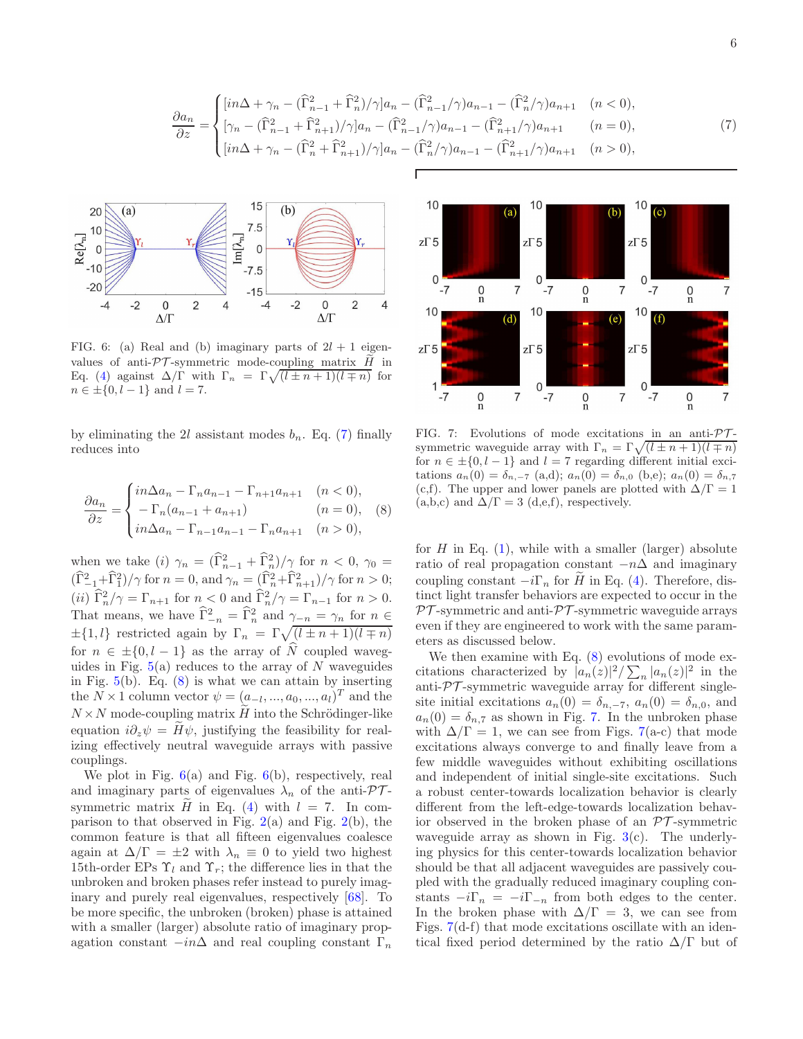$$
\frac{\partial a_n}{\partial z} = \begin{cases} [in\Delta + \gamma_n - (\widehat{\Gamma}_{n-1}^2 + \widehat{\Gamma}_n^2)/\gamma]a_n - (\widehat{\Gamma}_{n-1}^2/\gamma)a_{n-1} - (\widehat{\Gamma}_n^2/\gamma)a_{n+1} & (n<0), \\ [\gamma_n - (\widehat{\Gamma}_{n-1}^2 + \widehat{\Gamma}_{n+1}^2)/\gamma]a_n - (\widehat{\Gamma}_{n-1}^2/\gamma)a_{n-1} - (\widehat{\Gamma}_{n+1}^2/\gamma)a_{n+1} & (n=0), \\ [in\Delta + \gamma_n - (\widehat{\Gamma}_n^2 + \widehat{\Gamma}_{n+1}^2)/\gamma]a_n - (\widehat{\Gamma}_n^2/\gamma)a_{n-1} - (\widehat{\Gamma}_{n+1}^2/\gamma)a_{n+1} & (n>0), \end{cases} \tag{7}
$$

FIG. 6: (a) Real and (b) imaginary parts of $2l+1$ eigenvalues of anti-$\mathcal{PT}$-symmetric mode-coupling matrix $\widetilde{H}$ in Eq. (4) against $\Delta/\Gamma$ with $\Gamma_n = \Gamma\sqrt{(l \pm n+1)(l \mp n)}$ for $n \in \pm\{0, l-1\}$ and $l = 7$.

by eliminating the $2l$ assistant modes $b_n$. Eq. (7) finally reduces into

$$
\frac{\partial a_n}{\partial z} = \begin{cases} in\Delta a_n - \Gamma_n a_{n-1} - \Gamma_{n+1} a_{n+1} & (n<0), \\ -\Gamma_n(a_{n-1} + a_{n+1}) & (n=0), \\ in\Delta a_n - \Gamma_{n-1} a_{n-1} - \Gamma_n a_{n+1} & (n>0), \end{cases} \tag{8}
$$

when we take (*i*) $\gamma_n = (\widehat{\Gamma}_{n-1}^2 + \widehat{\Gamma}_n^2)/\gamma$ for $n<0$, $\gamma_0 = (\widehat{\Gamma}_{-1}^2 + \widehat{\Gamma}_1^2)/\gamma$ for $n=0$, and $\gamma_n = (\widehat{\Gamma}_n^2 + \widehat{\Gamma}_{n+1}^2)/\gamma$ for $n>0$; (*ii*) $\widehat{\Gamma}_n^2/\gamma = \Gamma_{n+1}$ for $n<0$ and $\widehat{\Gamma}_n^2/\gamma = \Gamma_{n-1}$ for $n>0$. That means, we have $\widehat{\Gamma}_{-n}^2 = \widehat{\Gamma}_n^2$ and $\gamma_{-n} = \gamma_n$ for $n \in \pm\{1, l\}$ restricted again by $\Gamma_n = \Gamma\sqrt{(l \pm n+1)(l \mp n)}$ for $n \in \pm\{0, l-1\}$ as the array of $\widehat{N}$ coupled waveguides in Fig. 5(a) reduces to the array of $N$ waveguides in Fig. 5(b). Eq. (8) is what we can attain by inserting the $N \times 1$ column vector $\psi = (a_{-l}, ..., a_0, ..., a_l)^T$ and the $N \times N$ mode-coupling matrix $\widetilde{H}$ into the Schrödinger-like equation $i\partial_z\psi = \widetilde{H}\psi$, justifying the feasibility for realizing effectively neutral waveguide arrays with passive couplings.

We plot in Fig. 6(a) and Fig. 6(b), respectively, real and imaginary parts of eigenvalues $\lambda_n$ of the anti-$\mathcal{PT}$-symmetric matrix $\widetilde{H}$ in Eq. (4) with $l=7$. In comparison to that observed in Fig. 2(a) and Fig. 2(b), the common feature is that all fifteen eigenvalues coalesce again at $\Delta/\Gamma = \pm 2$ with $\lambda_n \equiv 0$ to yield two highest 15th-order EPs $\Upsilon_l$ and $\Upsilon_r$; the difference lies in that the unbroken and broken phases refer instead to purely imaginary and purely real eigenvalues, respectively [68]. To be more specific, the unbroken (broken) phase is attained with a smaller (larger) absolute ratio of imaginary propagation constant $-in\Delta$ and real coupling constant $\Gamma_n$ for $H$ in Eq. (1), while with a smaller (larger) absolute ratio of real propagation constant $-n\Delta$ and imaginary coupling constant $-i\Gamma_n$ for $\widetilde{H}$ in Eq. (4). Therefore, distinct light transfer behaviors are expected to occur in the $\mathcal{PT}$-symmetric and anti-$\mathcal{PT}$-symmetric waveguide arrays even if they are engineered to work with the same parameters as discussed below.

FIG. 7: Evolutions of mode excitations in an anti-$\mathcal{PT}$-symmetric waveguide array with $\Gamma_n = \Gamma\sqrt{(l \pm n+1)(l \mp n)}$ for $n \in \pm\{0, l-1\}$ and $l = 7$ regarding different initial excitations $a_n(0) = \delta_{n,-7}$ (a,d); $a_n(0) = \delta_{n,0}$ (b,e); $a_n(0) = \delta_{n,7}$ (c,f). The upper and lower panels are plotted with $\Delta/\Gamma = 1$ (a,b,c) and $\Delta/\Gamma = 3$ (d,e,f), respectively.

We then examine with Eq. (8) evolutions of mode excitations characterized by $|a_n(z)|^2/\sum_n |a_n(z)|^2$ in the anti-$\mathcal{PT}$-symmetric waveguide array for different single-site initial excitations $a_n(0) = \delta_{n,-7}$, $a_n(0) = \delta_{n,0}$, and $a_n(0) = \delta_{n,7}$ as shown in Fig. 7. In the unbroken phase with $\Delta/\Gamma = 1$, we can see from Figs. 7(a-c) that mode excitations always converge to and finally leave from a few middle waveguides without exhibiting oscillations and independent of initial single-site excitations. Such a robust center-towards localization behavior is clearly different from the left-edge-towards localization behavior observed in the broken phase of an $\mathcal{PT}$-symmetric waveguide array as shown in Fig. 3(c). The underlying physics for this center-towards localization behavior should be that all adjacent waveguides are passively coupled with the gradually reduced imaginary coupling constants $-i\Gamma_n = -i\Gamma_{-n}$ from both edges to the center. In the broken phase with $\Delta/\Gamma = 3$, we can see from Figs. 7(d-f) that mode excitations oscillate with an identical fixed period determined by the ratio $\Delta/\Gamma$ but of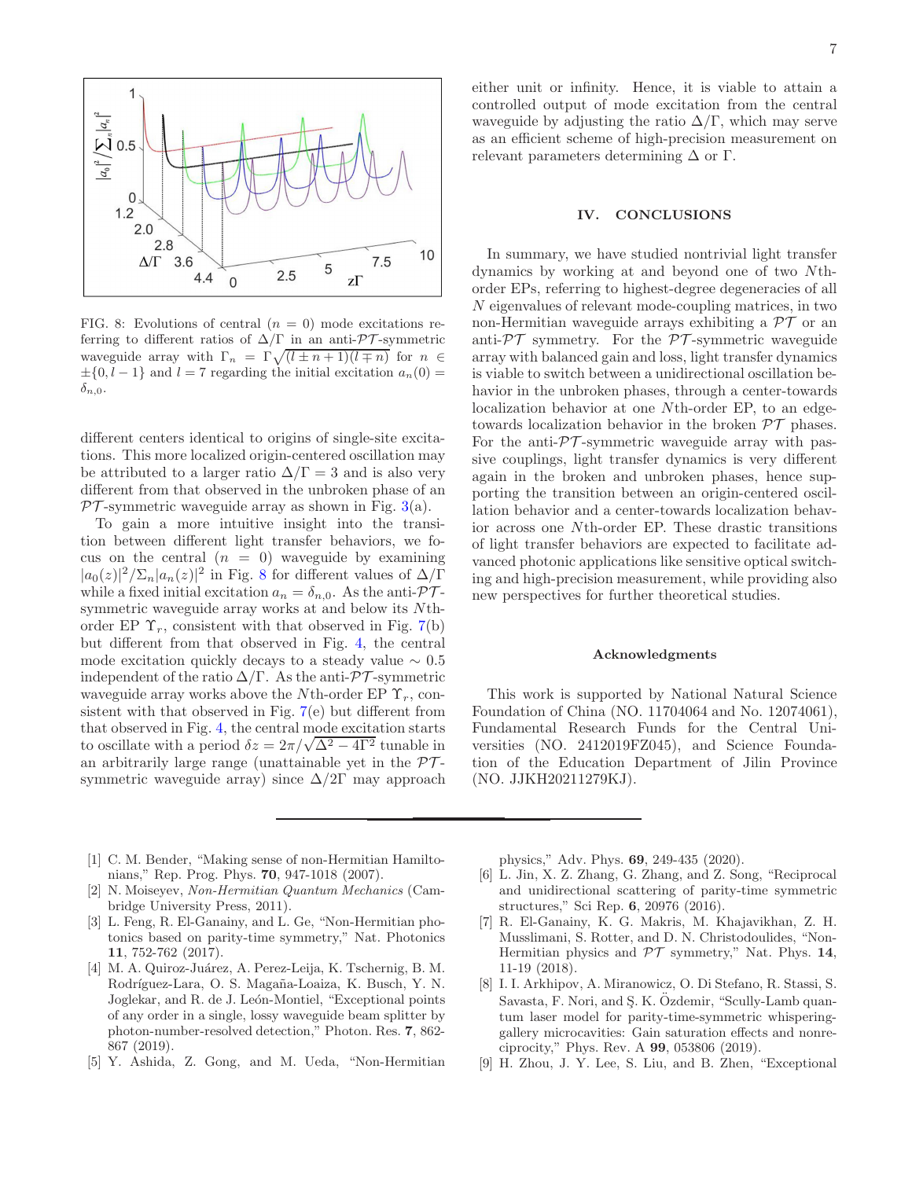FIG. 8: Evolutions of central ($n = 0$) mode excitations referring to different ratios of $\Delta/\Gamma$ in an anti-$\mathcal{PT}$-symmetric waveguide array with $\Gamma_n = \Gamma\sqrt{(l \pm n + 1)(l \mp n)}$ for $n \in \pm\{0, l-1\}$ and $l = 7$ regarding the initial excitation $a_n(0) = \delta_{n,0}$.

different centers identical to origins of single-site excitations. This more localized origin-centered oscillation may be attributed to a larger ratio $\Delta/\Gamma = 3$ and is also very different from that observed in the unbroken phase of an $\mathcal{PT}$-symmetric waveguide array as shown in Fig. 3(a).

To gain a more intuitive insight into the transition between different light transfer behaviors, we focus on the central ($n = 0$) waveguide by examining $|a_0(z)|^2/\Sigma_n|a_n(z)|^2$ in Fig. 8 for different values of $\Delta/\Gamma$ while a fixed initial excitation $a_n = \delta_{n,0}$. As the anti-$\mathcal{PT}$-symmetric waveguide array works at and below its $N$th-order EP $\Upsilon_r$, consistent with that observed in Fig. 7(b) but different from that observed in Fig. 4, the central mode excitation quickly decays to a steady value $\sim 0.5$ independent of the ratio $\Delta/\Gamma$. As the anti-$\mathcal{PT}$-symmetric waveguide array works above the $N$th-order EP $\Upsilon_r$, consistent with that observed in Fig. 7(e) but different from that observed in Fig. 4, the central mode excitation starts to oscillate with a period $\delta z = 2\pi/\sqrt{\Delta^2 - 4\Gamma^2}$ tunable in an arbitrarily large range (unattainable yet in the $\mathcal{PT}$-symmetric waveguide array) since $\Delta/2\Gamma$ may approach either unit or infinity. Hence, it is viable to attain a controlled output of mode excitation from the central waveguide by adjusting the ratio $\Delta/\Gamma$, which may serve as an efficient scheme of high-precision measurement on relevant parameters determining $\Delta$ or $\Gamma$.

## IV. CONCLUSIONS

In summary, we have studied nontrivial light transfer dynamics by working at and beyond one of two $N$th-order EPs, referring to highest-degree degeneracies of all $N$ eigenvalues of relevant mode-coupling matrices, in two non-Hermitian waveguide arrays exhibiting a $\mathcal{PT}$ or an anti-$\mathcal{PT}$ symmetry. For the $\mathcal{PT}$-symmetric waveguide array with balanced gain and loss, light transfer dynamics is viable to switch between a unidirectional oscillation behavior in the unbroken phases, through a center-towards localization behavior at one $N$th-order EP, to an edge-towards localization behavior in the broken $\mathcal{PT}$ phases. For the anti-$\mathcal{PT}$-symmetric waveguide array with passive couplings, light transfer dynamics is very different again in the broken and unbroken phases, hence supporting the transition between an origin-centered oscillation behavior and a center-towards localization behavior across one $N$th-order EP. These drastic transitions of light transfer behaviors are expected to facilitate advanced photonic applications like sensitive optical switching and high-precision measurement, while providing also new perspectives for further theoretical studies.

### Acknowledgments

This work is supported by National Natural Science Foundation of China (NO. 11704064 and No. 12074061), Fundamental Research Funds for the Central Universities (NO. 2412019FZ045), and Science Foundation of the Education Department of Jilin Province (NO. JJKH20211279KJ).

---

[1] C. M. Bender, "Making sense of non-Hermitian Hamiltonians," Rep. Prog. Phys. **70**, 947-1018 (2007).

[2] N. Moiseyev, *Non-Hermitian Quantum Mechanics* (Cambridge University Press, 2011).

[3] L. Feng, R. El-Ganainy, and L. Ge, "Non-Hermitian photonics based on parity-time symmetry," Nat. Photonics **11**, 752-762 (2017).

[4] M. A. Quiroz-Juárez, A. Perez-Leija, K. Tschernig, B. M. Rodríguez-Lara, O. S. Magaña-Loaiza, K. Busch, Y. N. Joglekar, and R. de J. León-Montiel, "Exceptional points of any order in a single, lossy waveguide beam splitter by photon-number-resolved detection," Photon. Res. **7**, 862-867 (2019).

[5] Y. Ashida, Z. Gong, and M. Ueda, "Non-Hermitian physics," Adv. Phys. **69**, 249-435 (2020).

[6] L. Jin, X. Z. Zhang, G. Zhang, and Z. Song, "Reciprocal and unidirectional scattering of parity-time symmetric structures," Sci Rep. **6**, 20976 (2016).

[7] R. El-Ganainy, K. G. Makris, M. Khajavikhan, Z. H. Musslimani, S. Rotter, and D. N. Christodoulides, "Non-Hermitian physics and $\mathcal{PT}$ symmetry," Nat. Phys. **14**, 11-19 (2018).

[8] I. I. Arkhipov, A. Miranowicz, O. Di Stefano, R. Stassi, S. Savasta, F. Nori, and Ş. K. Özdemir, "Scully-Lamb quantum laser model for parity-time-symmetric whispering-gallery microcavities: Gain saturation effects and nonreciprocity," Phys. Rev. A **99**, 053806 (2019).

[9] H. Zhou, J. Y. Lee, S. Liu, and B. Zhen, "Exceptional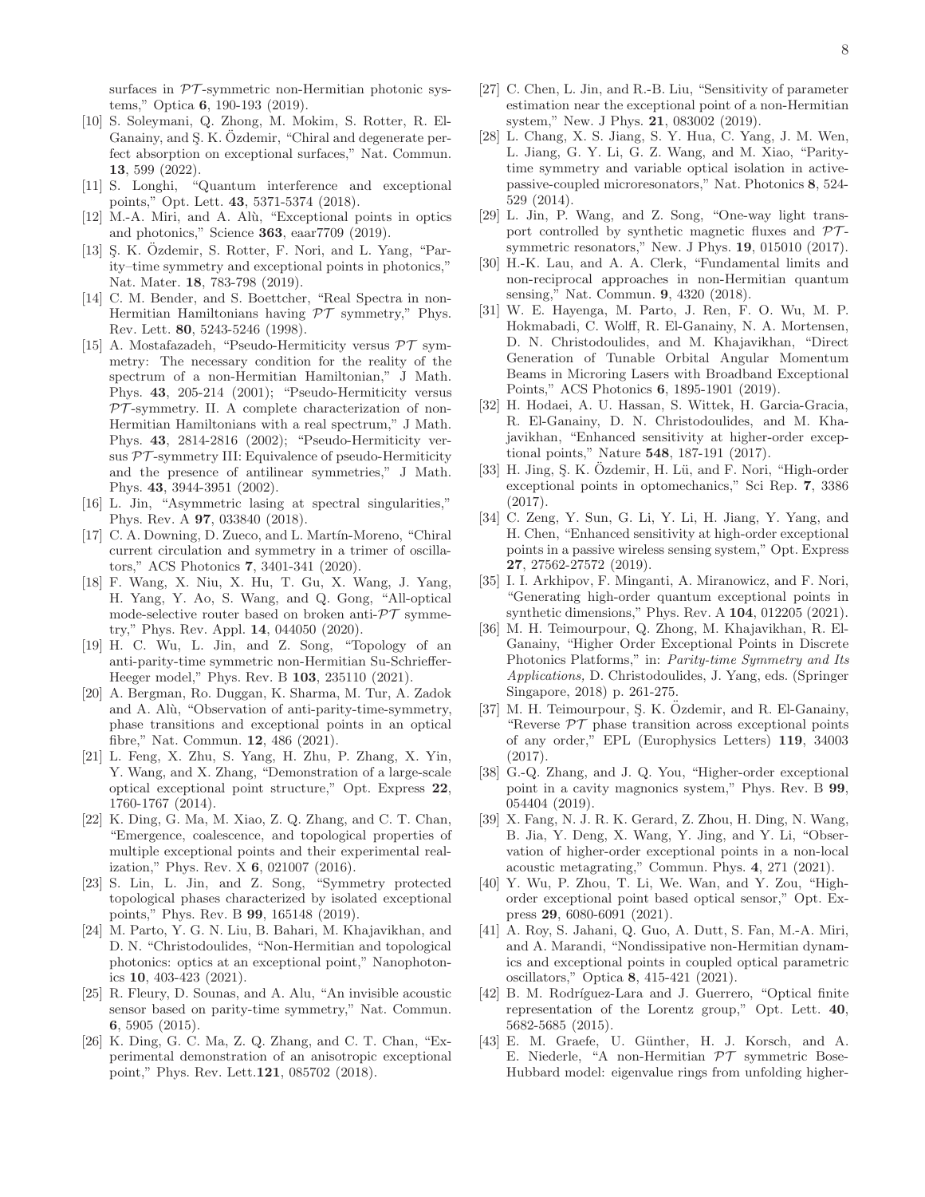surfaces in $\mathcal{PT}$-symmetric non-Hermitian photonic systems," Optica **6**, 190-193 (2019).

[10] S. Soleymani, Q. Zhong, M. Mokim, S. Rotter, R. El-Ganainy, and Ş. K. Özdemir, "Chiral and degenerate perfect absorption on exceptional surfaces," Nat. Commun. **13**, 599 (2022).

[11] S. Longhi, "Quantum interference and exceptional points," Opt. Lett. **43**, 5371-5374 (2018).

[12] M.-A. Miri, and A. Alù, "Exceptional points in optics and photonics," Science **363**, eaar7709 (2019).

[13] Ş. K. Özdemir, S. Rotter, F. Nori, and L. Yang, "Parity–time symmetry and exceptional points in photonics," Nat. Mater. **18**, 783-798 (2019).

[14] C. M. Bender, and S. Boettcher, "Real Spectra in non-Hermitian Hamiltonians having $\mathcal{PT}$ symmetry," Phys. Rev. Lett. **80**, 5243-5246 (1998).

[15] A. Mostafazadeh, "Pseudo-Hermiticity versus $\mathcal{PT}$ symmetry: The necessary condition for the reality of the spectrum of a non-Hermitian Hamiltonian," J Math. Phys. **43**, 205-214 (2001); "Pseudo-Hermiticity versus $\mathcal{PT}$-symmetry. II. A complete characterization of non-Hermitian Hamiltonians with a real spectrum," J Math. Phys. **43**, 2814-2816 (2002); "Pseudo-Hermiticity versus $\mathcal{PT}$-symmetry III: Equivalence of pseudo-Hermiticity and the presence of antilinear symmetries," J Math. Phys. **43**, 3944-3951 (2002).

[16] L. Jin, "Asymmetric lasing at spectral singularities," Phys. Rev. A **97**, 033840 (2018).

[17] C. A. Downing, D. Zueco, and L. Martín-Moreno, "Chiral current circulation and symmetry in a trimer of oscillators," ACS Photonics **7**, 3401-341 (2020).

[18] F. Wang, X. Niu, X. Hu, T. Gu, X. Wang, J. Yang, H. Yang, Y. Ao, S. Wang, and Q. Gong, "All-optical mode-selective router based on broken anti-$\mathcal{PT}$ symmetry," Phys. Rev. Appl. **14**, 044050 (2020).

[19] H. C. Wu, L. Jin, and Z. Song, "Topology of an anti-parity-time symmetric non-Hermitian Su-Schrieffer-Heeger model," Phys. Rev. B **103**, 235110 (2021).

[20] A. Bergman, Ro. Duggan, K. Sharma, M. Tur, A. Zadok and A. Alù, "Observation of anti-parity-time-symmetry, phase transitions and exceptional points in an optical fibre," Nat. Commun. **12**, 486 (2021).

[21] L. Feng, X. Zhu, S. Yang, H. Zhu, P. Zhang, X. Yin, Y. Wang, and X. Zhang, "Demonstration of a large-scale optical exceptional point structure," Opt. Express **22**, 1760-1767 (2014).

[22] K. Ding, G. Ma, M. Xiao, Z. Q. Zhang, and C. T. Chan, "Emergence, coalescence, and topological properties of multiple exceptional points and their experimental realization," Phys. Rev. X **6**, 021007 (2016).

[23] S. Lin, L. Jin, and Z. Song, "Symmetry protected topological phases characterized by isolated exceptional points," Phys. Rev. B **99**, 165148 (2019).

[24] M. Parto, Y. G. N. Liu, B. Bahari, M. Khajavikhan, and D. N. "Christodoulides, "Non-Hermitian and topological photonics: optics at an exceptional point," Nanophotonics **10**, 403-423 (2021).

[25] R. Fleury, D. Sounas, and A. Alu, "An invisible acoustic sensor based on parity-time symmetry," Nat. Commun. **6**, 5905 (2015).

[26] K. Ding, G. C. Ma, Z. Q. Zhang, and C. T. Chan, "Experimental demonstration of an anisotropic exceptional point," Phys. Rev. Lett.**121**, 085702 (2018).

[27] C. Chen, L. Jin, and R.-B. Liu, "Sensitivity of parameter estimation near the exceptional point of a non-Hermitian system," New. J Phys. **21**, 083002 (2019).

[28] L. Chang, X. S. Jiang, S. Y. Hua, C. Yang, J. M. Wen, L. Jiang, G. Y. Li, G. Z. Wang, and M. Xiao, "Parity-time symmetry and variable optical isolation in active-passive-coupled microresonators," Nat. Photonics **8**, 524-529 (2014).

[29] L. Jin, P. Wang, and Z. Song, "One-way light transport controlled by synthetic magnetic fluxes and $\mathcal{PT}$-symmetric resonators," New. J Phys. **19**, 015010 (2017).

[30] H.-K. Lau, and A. A. Clerk, "Fundamental limits and non-reciprocal approaches in non-Hermitian quantum sensing," Nat. Commun. **9**, 4320 (2018).

[31] W. E. Hayenga, M. Parto, J. Ren, F. O. Wu, M. P. Hokmabadi, C. Wolff, R. El-Ganainy, N. A. Mortensen, D. N. Christodoulides, and M. Khajavikhan, "Direct Generation of Tunable Orbital Angular Momentum Beams in Microring Lasers with Broadband Exceptional Points," ACS Photonics **6**, 1895-1901 (2019).

[32] H. Hodaei, A. U. Hassan, S. Wittek, H. Garcia-Gracia, R. El-Ganainy, D. N. Christodoulides, and M. Khajavikhan, "Enhanced sensitivity at higher-order exceptional points," Nature **548**, 187-191 (2017).

[33] H. Jing, Ş. K. Özdemir, H. Lü, and F. Nori, "High-order exceptional points in optomechanics," Sci Rep. **7**, 3386 (2017).

[34] C. Zeng, Y. Sun, G. Li, Y. Li, H. Jiang, Y. Yang, and H. Chen, "Enhanced sensitivity at high-order exceptional points in a passive wireless sensing system," Opt. Express **27**, 27562-27572 (2019).

[35] I. I. Arkhipov, F. Minganti, A. Miranowicz, and F. Nori, "Generating high-order quantum exceptional points in synthetic dimensions," Phys. Rev. A **104**, 012205 (2021).

[36] M. H. Teimourpour, Q. Zhong, M. Khajavikhan, R. El-Ganainy, "Higher Order Exceptional Points in Discrete Photonics Platforms," in: *Parity-time Symmetry and Its Applications,* D. Christodoulides, J. Yang, eds. (Springer Singapore, 2018) p. 261-275.

[37] M. H. Teimourpour, Ş. K. Özdemir, and R. El-Ganainy, "Reverse $\mathcal{PT}$ phase transition across exceptional points of any order," EPL (Europhysics Letters) **119**, 34003 (2017).

[38] G.-Q. Zhang, and J. Q. You, "Higher-order exceptional point in a cavity magnonics system," Phys. Rev. B **99**, 054404 (2019).

[39] X. Fang, N. J. R. K. Gerard, Z. Zhou, H. Ding, N. Wang, B. Jia, Y. Deng, X. Wang, Y. Jing, and Y. Li, "Observation of higher-order exceptional points in a non-local acoustic metagrating," Commun. Phys. **4**, 271 (2021).

[40] Y. Wu, P. Zhou, T. Li, We. Wan, and Y. Zou, "High-order exceptional point based optical sensor," Opt. Express **29**, 6080-6091 (2021).

[41] A. Roy, S. Jahani, Q. Guo, A. Dutt, S. Fan, M.-A. Miri, and A. Marandi, "Nondissipative non-Hermitian dynamics and exceptional points in coupled optical parametric oscillators," Optica **8**, 415-421 (2021).

[42] B. M. Rodríguez-Lara and J. Guerrero, "Optical finite representation of the Lorentz group," Opt. Lett. **40**, 5682-5685 (2015).

[43] E. M. Graefe, U. Günther, H. J. Korsch, and A. E. Niederle, "A non-Hermitian $\mathcal{PT}$ symmetric Bose-Hubbard model: eigenvalue rings from unfolding higher-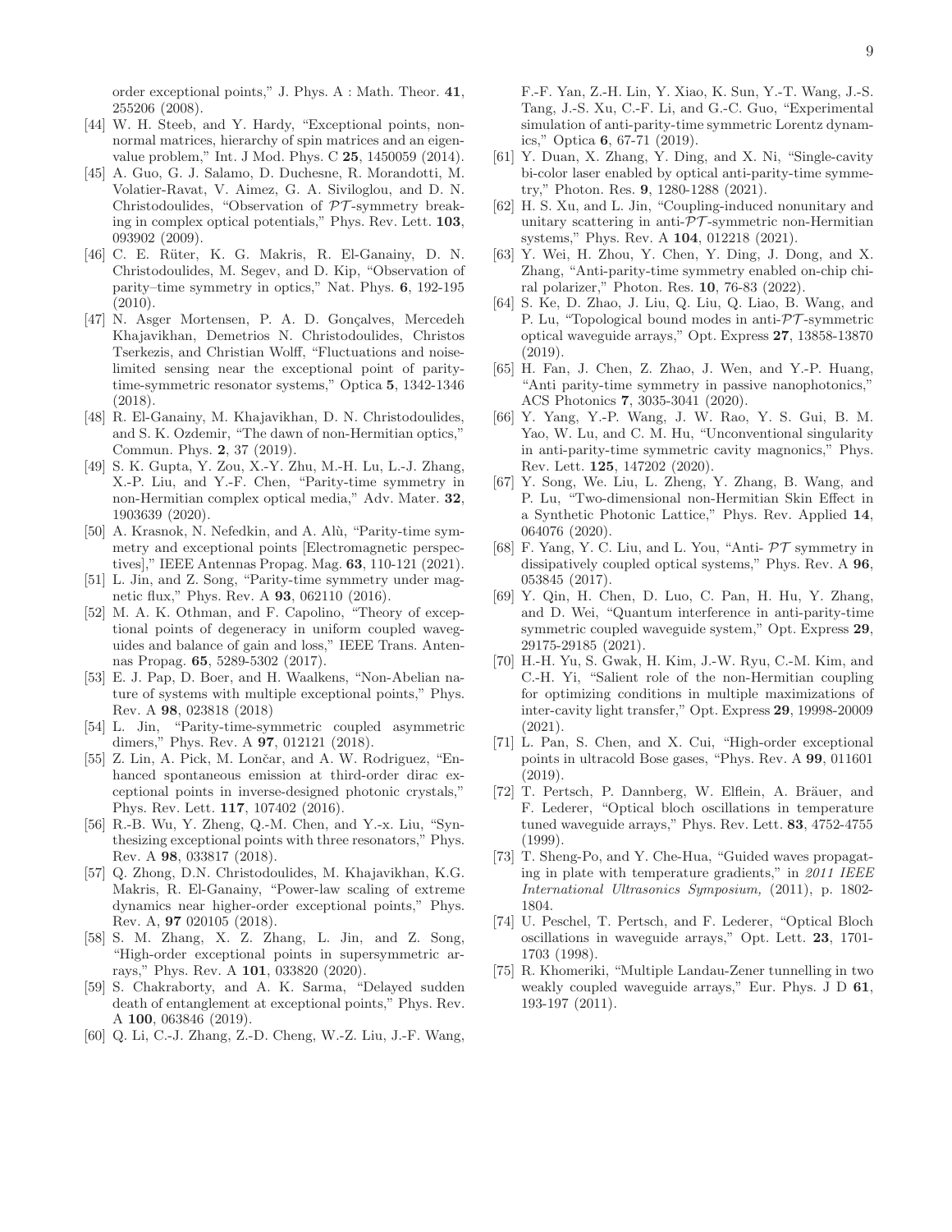order exceptional points," J. Phys. A : Math. Theor. **41**, 255206 (2008).

[44] W. H. Steeb, and Y. Hardy, "Exceptional points, non-normal matrices, hierarchy of spin matrices and an eigenvalue problem," Int. J Mod. Phys. C **25**, 1450059 (2014).

[45] A. Guo, G. J. Salamo, D. Duchesne, R. Morandotti, M. Volatier-Ravat, V. Aimez, G. A. Siviloglou, and D. N. Christodoulides, "Observation of $\mathcal{PT}$-symmetry breaking in complex optical potentials," Phys. Rev. Lett. **103**, 093902 (2009).

[46] C. E. Rüter, K. G. Makris, R. El-Ganainy, D. N. Christodoulides, M. Segev, and D. Kip, "Observation of parity–time symmetry in optics," Nat. Phys. **6**, 192-195 (2010).

[47] N. Asger Mortensen, P. A. D. Gonçalves, Mercedeh Khajavikhan, Demetrios N. Christodoulides, Christos Tserkezis, and Christian Wolff, "Fluctuations and noise-limited sensing near the exceptional point of parity-time-symmetric resonator systems," Optica **5**, 1342-1346 (2018).

[48] R. El-Ganainy, M. Khajavikhan, D. N. Christodoulides, and S. K. Ozdemir, "The dawn of non-Hermitian optics," Commun. Phys. **2**, 37 (2019).

[49] S. K. Gupta, Y. Zou, X.-Y. Zhu, M.-H. Lu, L.-J. Zhang, X.-P. Liu, and Y.-F. Chen, "Parity-time symmetry in non-Hermitian complex optical media," Adv. Mater. **32**, 1903639 (2020).

[50] A. Krasnok, N. Nefedkin, and A. Alù, "Parity-time symmetry and exceptional points [Electromagnetic perspectives]," IEEE Antennas Propag. Mag. **63**, 110-121 (2021).

[51] L. Jin, and Z. Song, "Parity-time symmetry under magnetic flux," Phys. Rev. A **93**, 062110 (2016).

[52] M. A. K. Othman, and F. Capolino, "Theory of exceptional points of degeneracy in uniform coupled waveguides and balance of gain and loss," IEEE Trans. Antennas Propag. **65**, 5289-5302 (2017).

[53] E. J. Pap, D. Boer, and H. Waalkens, "Non-Abelian nature of systems with multiple exceptional points," Phys. Rev. A **98**, 023818 (2018)

[54] L. Jin, "Parity-time-symmetric coupled asymmetric dimers," Phys. Rev. A **97**, 012121 (2018).

[55] Z. Lin, A. Pick, M. Lončar, and A. W. Rodriguez, "Enhanced spontaneous emission at third-order dirac exceptional points in inverse-designed photonic crystals," Phys. Rev. Lett. **117**, 107402 (2016).

[56] R.-B. Wu, Y. Zheng, Q.-M. Chen, and Y.-x. Liu, "Synthesizing exceptional points with three resonators," Phys. Rev. A **98**, 033817 (2018).

[57] Q. Zhong, D.N. Christodoulides, M. Khajavikhan, K.G. Makris, R. El-Ganainy, "Power-law scaling of extreme dynamics near higher-order exceptional points," Phys. Rev. A, **97** 020105 (2018).

[58] S. M. Zhang, X. Z. Zhang, L. Jin, and Z. Song, "High-order exceptional points in supersymmetric arrays," Phys. Rev. A **101**, 033820 (2020).

[59] S. Chakraborty, and A. K. Sarma, "Delayed sudden death of entanglement at exceptional points," Phys. Rev. A **100**, 063846 (2019).

[60] Q. Li, C.-J. Zhang, Z.-D. Cheng, W.-Z. Liu, J.-F. Wang, F.-F. Yan, Z.-H. Lin, Y. Xiao, K. Sun, Y.-T. Wang, J.-S. Tang, J.-S. Xu, C.-F. Li, and G.-C. Guo, "Experimental simulation of anti-parity-time symmetric Lorentz dynamics," Optica **6**, 67-71 (2019).

[61] Y. Duan, X. Zhang, Y. Ding, and X. Ni, "Single-cavity bi-color laser enabled by optical anti-parity-time symmetry," Photon. Res. **9**, 1280-1288 (2021).

[62] H. S. Xu, and L. Jin, "Coupling-induced nonunitary and unitary scattering in anti-$\mathcal{PT}$-symmetric non-Hermitian systems," Phys. Rev. A **104**, 012218 (2021).

[63] Y. Wei, H. Zhou, Y. Chen, Y. Ding, J. Dong, and X. Zhang, "Anti-parity-time symmetry enabled on-chip chiral polarizer," Photon. Res. **10**, 76-83 (2022).

[64] S. Ke, D. Zhao, J. Liu, Q. Liu, Q. Liao, B. Wang, and P. Lu, "Topological bound modes in anti-$\mathcal{PT}$-symmetric optical waveguide arrays," Opt. Express **27**, 13858-13870 (2019).

[65] H. Fan, J. Chen, Z. Zhao, J. Wen, and Y.-P. Huang, "Anti parity-time symmetry in passive nanophotonics," ACS Photonics **7**, 3035-3041 (2020).

[66] Y. Yang, Y.-P. Wang, J. W. Rao, Y. S. Gui, B. M. Yao, W. Lu, and C. M. Hu, "Unconventional singularity in anti-parity-time symmetric cavity magnonics," Phys. Rev. Lett. **125**, 147202 (2020).

[67] Y. Song, We. Liu, L. Zheng, Y. Zhang, B. Wang, and P. Lu, "Two-dimensional non-Hermitian Skin Effect in a Synthetic Photonic Lattice," Phys. Rev. Applied **14**, 064076 (2020).

[68] F. Yang, Y. C. Liu, and L. You, "Anti- $\mathcal{PT}$ symmetry in dissipatively coupled optical systems," Phys. Rev. A **96**, 053845 (2017).

[69] Y. Qin, H. Chen, D. Luo, C. Pan, H. Hu, Y. Zhang, and D. Wei, "Quantum interference in anti-parity-time symmetric coupled waveguide system," Opt. Express **29**, 29175-29185 (2021).

[70] H.-H. Yu, S. Gwak, H. Kim, J.-W. Ryu, C.-M. Kim, and C.-H. Yi, "Salient role of the non-Hermitian coupling for optimizing conditions in multiple maximizations of inter-cavity light transfer," Opt. Express **29**, 19998-20009 (2021).

[71] L. Pan, S. Chen, and X. Cui, "High-order exceptional points in ultracold Bose gases, "Phys. Rev. A **99**, 011601 (2019).

[72] T. Pertsch, P. Dannberg, W. Elflein, A. Bräuer, and F. Lederer, "Optical bloch oscillations in temperature tuned waveguide arrays," Phys. Rev. Lett. **83**, 4752-4755 (1999).

[73] T. Sheng-Po, and Y. Che-Hua, "Guided waves propagating in plate with temperature gradients," in *2011 IEEE International Ultrasonics Symposium,* (2011), p. 1802-1804.

[74] U. Peschel, T. Pertsch, and F. Lederer, "Optical Bloch oscillations in waveguide arrays," Opt. Lett. **23**, 1701-1703 (1998).

[75] R. Khomeriki, "Multiple Landau-Zener tunnelling in two weakly coupled waveguide arrays," Eur. Phys. J D **61**, 193-197 (2011).